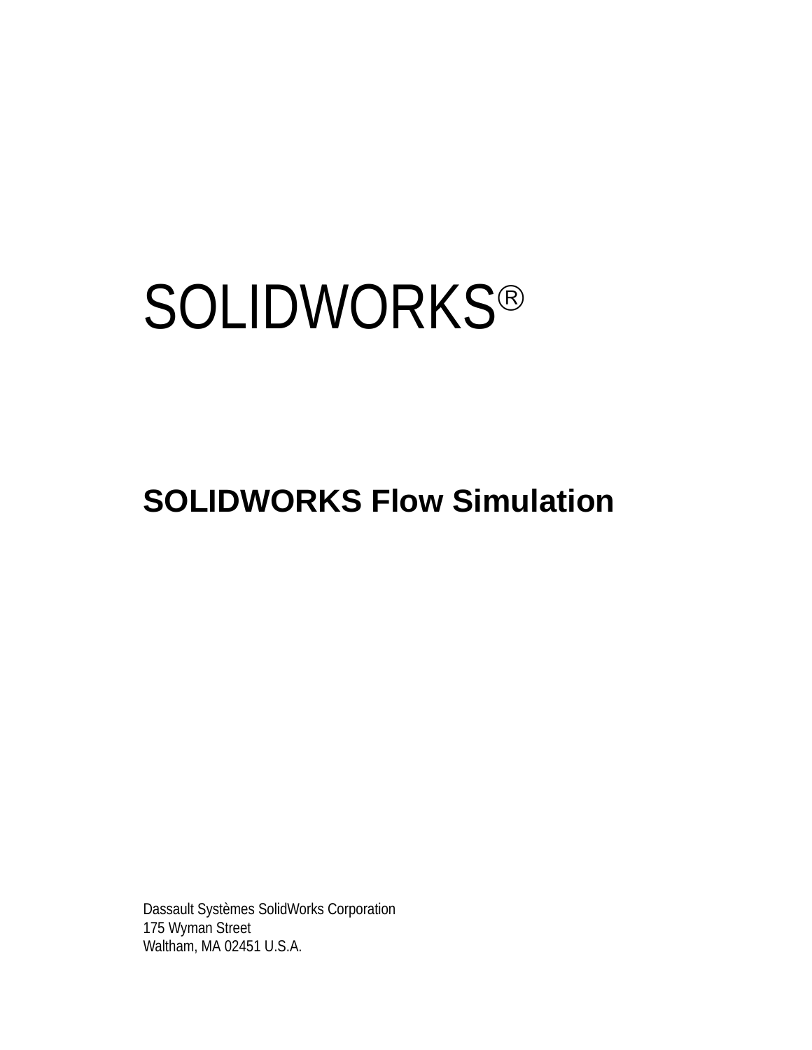# SOLIDWORKS®

## SOLIDWORKS Flow Simulation

Dassault Systèmes SolidWorks Corporation
175 Wyman Street
Waltham, MA 02451 U.S.A.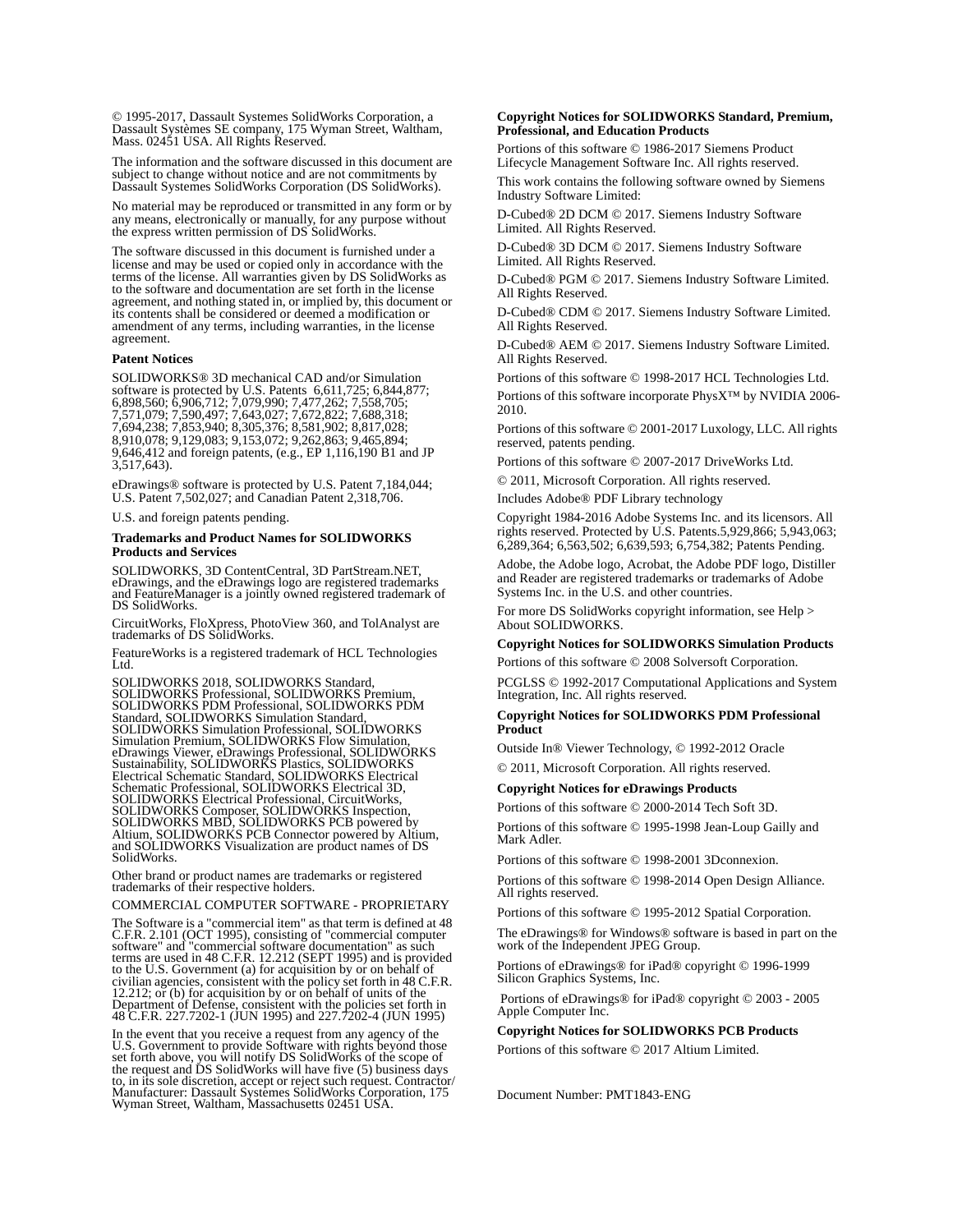© 1995-2017, Dassault Systemes SolidWorks Corporation, a Dassault Systèmes SE company, 175 Wyman Street, Waltham, Mass. 02451 USA. All Rights Reserved.

The information and the software discussed in this document are subject to change without notice and are not commitments by Dassault Systemes SolidWorks Corporation (DS SolidWorks).

No material may be reproduced or transmitted in any form or by any means, electronically or manually, for any purpose without the express written permission of DS SolidWorks.

The software discussed in this document is furnished under a license and may be used or copied only in accordance with the terms of the license. All warranties given by DS SolidWorks as to the software and documentation are set forth in the license agreement, and nothing stated in, or implied by, this document or its contents shall be considered or deemed a modification or amendment of any terms, including warranties, in the license agreement.

**Patent Notices**

SOLIDWORKS® 3D mechanical CAD and/or Simulation software is protected by U.S. Patents 6,611,725; 6,844,877; 6,898,560; 6,906,712; 7,079,990; 7,477,262; 7,558,705; 7,571,079; 7,590,497; 7,643,027; 7,672,822; 7,688,318; 7,694,238; 7,853,940; 8,305,376; 8,581,902; 8,817,028; 8,910,078; 9,129,083; 9,153,072; 9,262,863; 9,465,894; 9,646,412 and foreign patents, (e.g., EP 1,116,190 B1 and JP 3,517,643).

eDrawings® software is protected by U.S. Patent 7,184,044; U.S. Patent 7,502,027; and Canadian Patent 2,318,706.

U.S. and foreign patents pending.

**Trademarks and Product Names for SOLIDWORKS Products and Services**

SOLIDWORKS, 3D ContentCentral, 3D PartStream.NET, eDrawings, and the eDrawings logo are registered trademarks and FeatureManager is a jointly owned registered trademark of DS SolidWorks.

CircuitWorks, FloXpress, PhotoView 360, and TolAnalyst are trademarks of DS SolidWorks.

FeatureWorks is a registered trademark of HCL Technologies Ltd.

SOLIDWORKS 2018, SOLIDWORKS Standard, SOLIDWORKS Professional, SOLIDWORKS Premium, SOLIDWORKS PDM Professional, SOLIDWORKS PDM Standard, SOLIDWORKS Simulation Standard, SOLIDWORKS Simulation Professional, SOLIDWORKS Simulation Premium, SOLIDWORKS Flow Simulation, eDrawings Viewer, eDrawings Professional, SOLIDWORKS Sustainability, SOLIDWORKS Plastics, SOLIDWORKS Electrical Schematic Standard, SOLIDWORKS Electrical Schematic Professional, SOLIDWORKS Electrical 3D, SOLIDWORKS Electrical Professional, CircuitWorks, SOLIDWORKS Composer, SOLIDWORKS Inspection, SOLIDWORKS MBD, SOLIDWORKS PCB powered by Altium, SOLIDWORKS PCB Connector powered by Altium, and SOLIDWORKS Visualization are product names of DS SolidWorks.

Other brand or product names are trademarks or registered trademarks of their respective holders.

COMMERCIAL COMPUTER SOFTWARE - PROPRIETARY

The Software is a "commercial item" as that term is defined at 48 C.F.R. 2.101 (OCT 1995), consisting of "commercial computer software" and "commercial software documentation" as such terms are used in 48 C.F.R. 12.212 (SEPT 1995) and is provided to the U.S. Government (a) for acquisition by or on behalf of civilian agencies, consistent with the policy set forth in 48 C.F.R. 12.212; or (b) for acquisition by or on behalf of units of the Department of Defense, consistent with the policies set forth in 48 C.F.R. 227.7202-1 (JUN 1995) and 227.7202-4 (JUN 1995)

In the event that you receive a request from any agency of the U.S. Government to provide Software with rights beyond those set forth above, you will notify DS SolidWorks of the scope of the request and DS SolidWorks will have five (5) business days to, in its sole discretion, accept or reject such request. Contractor/ Manufacturer: Dassault Systemes SolidWorks Corporation, 175 Wyman Street, Waltham, Massachusetts 02451 USA.

**Copyright Notices for SOLIDWORKS Standard, Premium, Professional, and Education Products**

Portions of this software © 1986-2017 Siemens Product Lifecycle Management Software Inc. All rights reserved.

This work contains the following software owned by Siemens Industry Software Limited:

D-Cubed® 2D DCM © 2017. Siemens Industry Software Limited. All Rights Reserved.

D-Cubed® 3D DCM © 2017. Siemens Industry Software Limited. All Rights Reserved.

D-Cubed® PGM © 2017. Siemens Industry Software Limited. All Rights Reserved.

D-Cubed® CDM © 2017. Siemens Industry Software Limited. All Rights Reserved.

D-Cubed® AEM © 2017. Siemens Industry Software Limited. All Rights Reserved.

Portions of this software © 1998-2017 HCL Technologies Ltd.

Portions of this software incorporate PhysX™ by NVIDIA 2006-2010.

Portions of this software © 2001-2017 Luxology, LLC. All rights reserved, patents pending.

Portions of this software © 2007-2017 DriveWorks Ltd.

© 2011, Microsoft Corporation. All rights reserved.

Includes Adobe® PDF Library technology

Copyright 1984-2016 Adobe Systems Inc. and its licensors. All rights reserved. Protected by U.S. Patents.5,929,866; 5,943,063; 6,289,364; 6,563,502; 6,639,593; 6,754,382; Patents Pending.

Adobe, the Adobe logo, Acrobat, the Adobe PDF logo, Distiller and Reader are registered trademarks or trademarks of Adobe Systems Inc. in the U.S. and other countries.

For more DS SolidWorks copyright information, see Help > About SOLIDWORKS.

**Copyright Notices for SOLIDWORKS Simulation Products**

Portions of this software © 2008 Solversoft Corporation.

PCGLSS © 1992-2017 Computational Applications and System Integration, Inc. All rights reserved.

**Copyright Notices for SOLIDWORKS PDM Professional Product**

Outside In® Viewer Technology, © 1992-2012 Oracle

© 2011, Microsoft Corporation. All rights reserved.

**Copyright Notices for eDrawings Products**

Portions of this software © 2000-2014 Tech Soft 3D.

Portions of this software © 1995-1998 Jean-Loup Gailly and Mark Adler.

Portions of this software © 1998-2001 3Dconnexion.

Portions of this software © 1998-2014 Open Design Alliance. All rights reserved.

Portions of this software © 1995-2012 Spatial Corporation.

The eDrawings® for Windows® software is based in part on the work of the Independent JPEG Group.

Portions of eDrawings® for iPad® copyright © 1996-1999 Silicon Graphics Systems, Inc.

Portions of eDrawings® for iPad® copyright © 2003 - 2005 Apple Computer Inc.

**Copyright Notices for SOLIDWORKS PCB Products**

Portions of this software © 2017 Altium Limited.

Document Number: PMT1843-ENG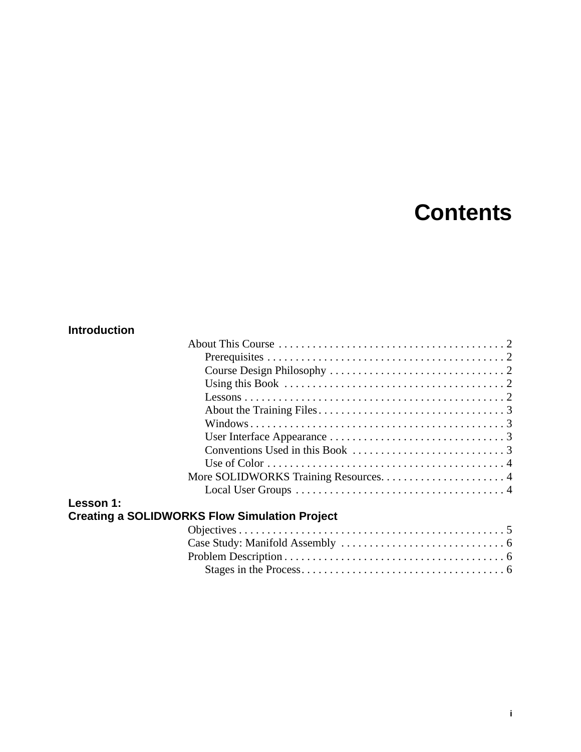# Contents

## Introduction

- About This Course . . . . . . . . . . . . . . . . . . . . . . . . . . . . . . . . . . . . . . . . 2
  - Prerequisites . . . . . . . . . . . . . . . . . . . . . . . . . . . . . . . . . . . . . . . . . . 2
  - Course Design Philosophy . . . . . . . . . . . . . . . . . . . . . . . . . . . . . . . 2
  - Using this Book . . . . . . . . . . . . . . . . . . . . . . . . . . . . . . . . . . . . . . . 2
  - Lessons . . . . . . . . . . . . . . . . . . . . . . . . . . . . . . . . . . . . . . . . . . . . . . 2
  - About the Training Files . . . . . . . . . . . . . . . . . . . . . . . . . . . . . . . . . 3
  - Windows . . . . . . . . . . . . . . . . . . . . . . . . . . . . . . . . . . . . . . . . . . . . . 3
  - User Interface Appearance . . . . . . . . . . . . . . . . . . . . . . . . . . . . . . . 3
  - Conventions Used in this Book . . . . . . . . . . . . . . . . . . . . . . . . . . . 3
  - Use of Color . . . . . . . . . . . . . . . . . . . . . . . . . . . . . . . . . . . . . . . . . . 4
- More SOLIDWORKS Training Resources. . . . . . . . . . . . . . . . . . . . . . 4
  - Local User Groups . . . . . . . . . . . . . . . . . . . . . . . . . . . . . . . . . . . . . 4

## Lesson 1: Creating a SOLIDWORKS Flow Simulation Project

- Objectives . . . . . . . . . . . . . . . . . . . . . . . . . . . . . . . . . . . . . . . . . . . . . . . 5
- Case Study: Manifold Assembly . . . . . . . . . . . . . . . . . . . . . . . . . . . . . 6
- Problem Description . . . . . . . . . . . . . . . . . . . . . . . . . . . . . . . . . . . . . . . 6
  - Stages in the Process . . . . . . . . . . . . . . . . . . . . . . . . . . . . . . . . . . . . 6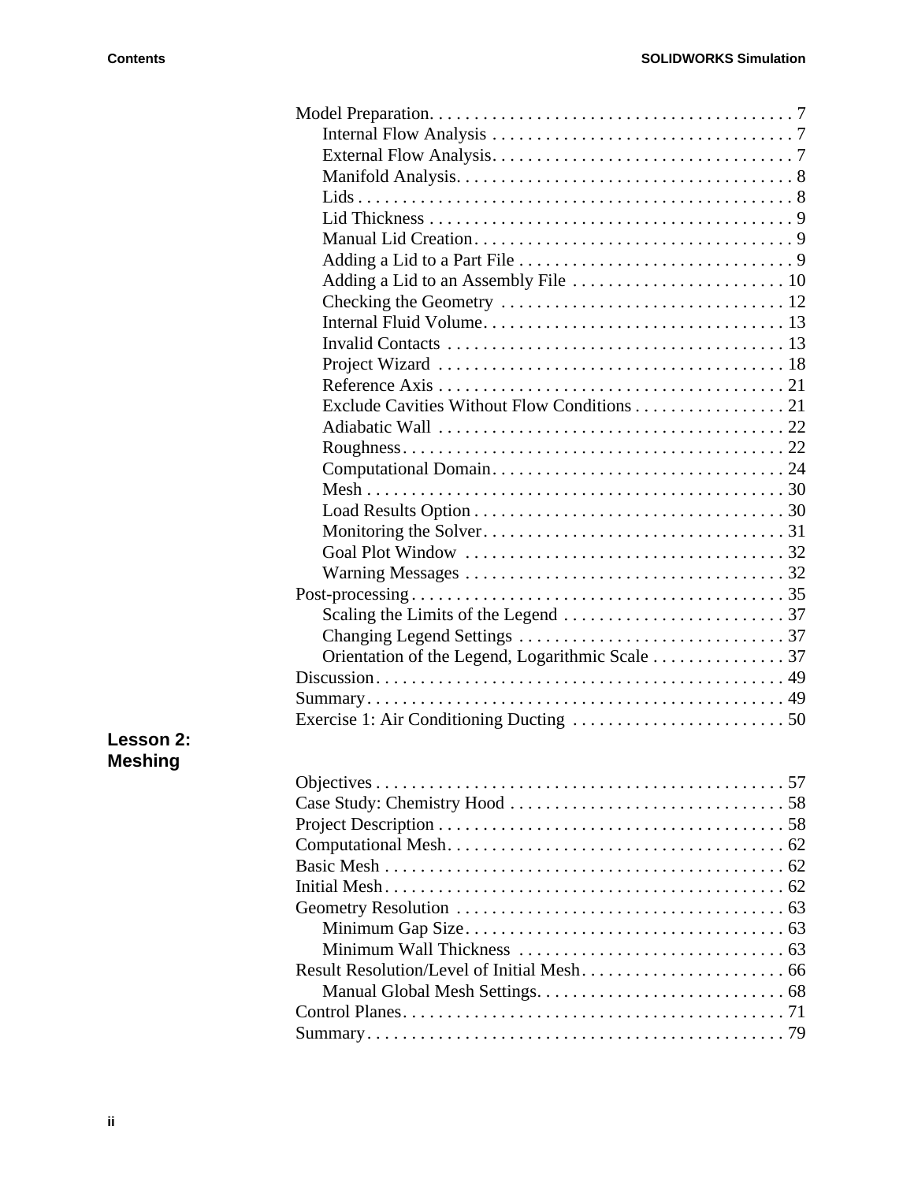Model Preparation . . . . . . . . . . . . . . . . . . . . . . . . . . . . . . . . . . . . . . . . . 7
- Internal Flow Analysis . . . . . . . . . . . . . . . . . . . . . . . . . . . . . . . . . . 7
- External Flow Analysis . . . . . . . . . . . . . . . . . . . . . . . . . . . . . . . . . . 7
- Manifold Analysis . . . . . . . . . . . . . . . . . . . . . . . . . . . . . . . . . . . . . . 8
- Lids . . . . . . . . . . . . . . . . . . . . . . . . . . . . . . . . . . . . . . . . . . . . . . . . . . 8
- Lid Thickness . . . . . . . . . . . . . . . . . . . . . . . . . . . . . . . . . . . . . . . . . . 9
- Manual Lid Creation . . . . . . . . . . . . . . . . . . . . . . . . . . . . . . . . . . . . . 9
- Adding a Lid to a Part File . . . . . . . . . . . . . . . . . . . . . . . . . . . . . . . . 9
- Adding a Lid to an Assembly File . . . . . . . . . . . . . . . . . . . . . . . . . 10
- Checking the Geometry . . . . . . . . . . . . . . . . . . . . . . . . . . . . . . . . 12
- Internal Fluid Volume . . . . . . . . . . . . . . . . . . . . . . . . . . . . . . . . . . 13
- Invalid Contacts . . . . . . . . . . . . . . . . . . . . . . . . . . . . . . . . . . . . . . 13
- Project Wizard . . . . . . . . . . . . . . . . . . . . . . . . . . . . . . . . . . . . . . . 18
- Reference Axis . . . . . . . . . . . . . . . . . . . . . . . . . . . . . . . . . . . . . . . 21
- Exclude Cavities Without Flow Conditions . . . . . . . . . . . . . . . . . 21
- Adiabatic Wall . . . . . . . . . . . . . . . . . . . . . . . . . . . . . . . . . . . . . . . 22
- Roughness . . . . . . . . . . . . . . . . . . . . . . . . . . . . . . . . . . . . . . . . . . . 22
- Computational Domain . . . . . . . . . . . . . . . . . . . . . . . . . . . . . . . . . 24
- Mesh . . . . . . . . . . . . . . . . . . . . . . . . . . . . . . . . . . . . . . . . . . . . . . . 30
- Load Results Option . . . . . . . . . . . . . . . . . . . . . . . . . . . . . . . . . . . 30
- Monitoring the Solver . . . . . . . . . . . . . . . . . . . . . . . . . . . . . . . . . . 31
- Goal Plot Window . . . . . . . . . . . . . . . . . . . . . . . . . . . . . . . . . . . . . 32
- Warning Messages . . . . . . . . . . . . . . . . . . . . . . . . . . . . . . . . . . . . 32

Post-processing . . . . . . . . . . . . . . . . . . . . . . . . . . . . . . . . . . . . . . . . . . . 35
- Scaling the Limits of the Legend . . . . . . . . . . . . . . . . . . . . . . . . . . 37
- Changing Legend Settings . . . . . . . . . . . . . . . . . . . . . . . . . . . . . . 37
- Orientation of the Legend, Logarithmic Scale . . . . . . . . . . . . . . . 37

Discussion . . . . . . . . . . . . . . . . . . . . . . . . . . . . . . . . . . . . . . . . . . . . . . . 49

Summary . . . . . . . . . . . . . . . . . . . . . . . . . . . . . . . . . . . . . . . . . . . . . . . . 49

Exercise 1: Air Conditioning Ducting . . . . . . . . . . . . . . . . . . . . . . . . . 50

## Lesson 2: Meshing

Objectives . . . . . . . . . . . . . . . . . . . . . . . . . . . . . . . . . . . . . . . . . . . . . . . 57

Case Study: Chemistry Hood . . . . . . . . . . . . . . . . . . . . . . . . . . . . . . . . 58

Project Description . . . . . . . . . . . . . . . . . . . . . . . . . . . . . . . . . . . . . . . . 58

Computational Mesh . . . . . . . . . . . . . . . . . . . . . . . . . . . . . . . . . . . . . . . 62

Basic Mesh . . . . . . . . . . . . . . . . . . . . . . . . . . . . . . . . . . . . . . . . . . . . . . 62

Initial Mesh . . . . . . . . . . . . . . . . . . . . . . . . . . . . . . . . . . . . . . . . . . . . . . 62

Geometry Resolution . . . . . . . . . . . . . . . . . . . . . . . . . . . . . . . . . . . . . . 63
- Minimum Gap Size . . . . . . . . . . . . . . . . . . . . . . . . . . . . . . . . . . . . . 63
- Minimum Wall Thickness . . . . . . . . . . . . . . . . . . . . . . . . . . . . . . . 63

Result Resolution/Level of Initial Mesh . . . . . . . . . . . . . . . . . . . . . . . . 66
- Manual Global Mesh Settings . . . . . . . . . . . . . . . . . . . . . . . . . . . . 68

Control Planes . . . . . . . . . . . . . . . . . . . . . . . . . . . . . . . . . . . . . . . . . . . . 71

Summary . . . . . . . . . . . . . . . . . . . . . . . . . . . . . . . . . . . . . . . . . . . . . . . . 79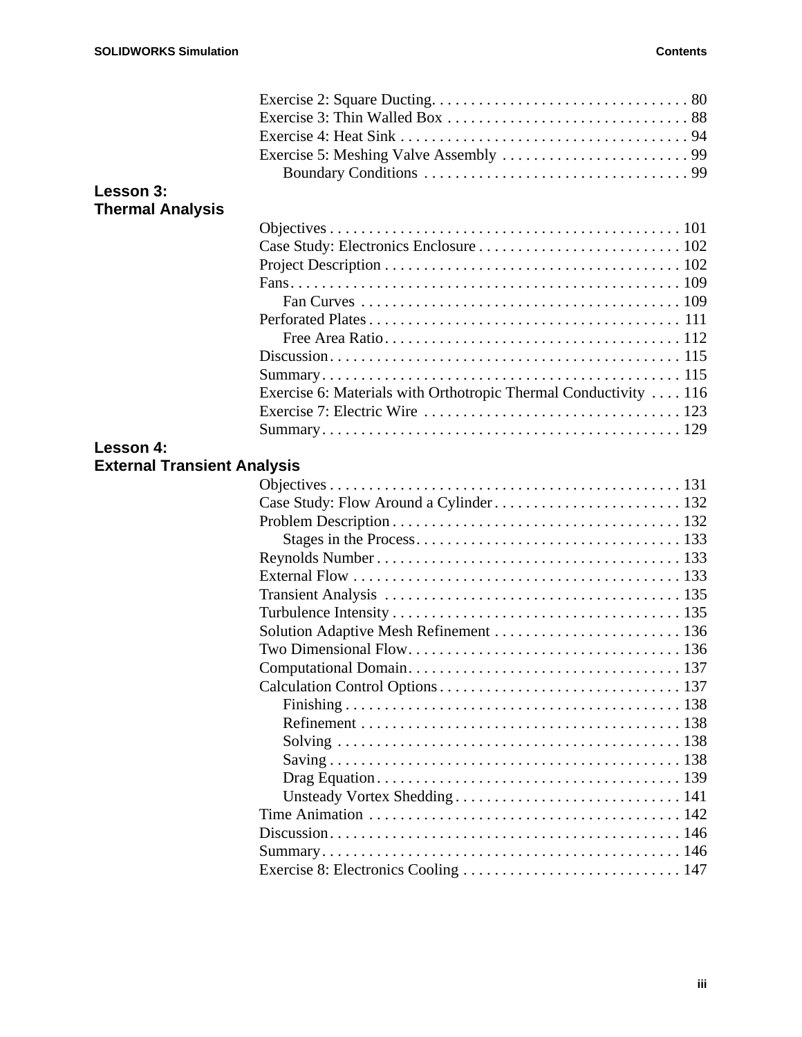Exercise 2: Square Ducting. . . . . . . . . . . . . . . . . . . . . . . . . . . . . . . . . 80
Exercise 3: Thin Walled Box . . . . . . . . . . . . . . . . . . . . . . . . . . . . . . . 88
Exercise 4: Heat Sink . . . . . . . . . . . . . . . . . . . . . . . . . . . . . . . . . . . . . 94
Exercise 5: Meshing Valve Assembly . . . . . . . . . . . . . . . . . . . . . . . . 99
    Boundary Conditions . . . . . . . . . . . . . . . . . . . . . . . . . . . . . . . . . . 99

## Lesson 3: Thermal Analysis

Objectives . . . . . . . . . . . . . . . . . . . . . . . . . . . . . . . . . . . . . . . . . . . . . 101
Case Study: Electronics Enclosure . . . . . . . . . . . . . . . . . . . . . . . . . . 102
Project Description . . . . . . . . . . . . . . . . . . . . . . . . . . . . . . . . . . . . . . 102
Fans. . . . . . . . . . . . . . . . . . . . . . . . . . . . . . . . . . . . . . . . . . . . . . . . . . 109
    Fan Curves . . . . . . . . . . . . . . . . . . . . . . . . . . . . . . . . . . . . . . . . . 109
Perforated Plates . . . . . . . . . . . . . . . . . . . . . . . . . . . . . . . . . . . . . . . . 111
    Free Area Ratio. . . . . . . . . . . . . . . . . . . . . . . . . . . . . . . . . . . . . . 112
Discussion. . . . . . . . . . . . . . . . . . . . . . . . . . . . . . . . . . . . . . . . . . . . . 115
Summary. . . . . . . . . . . . . . . . . . . . . . . . . . . . . . . . . . . . . . . . . . . . . . 115
Exercise 6: Materials with Orthotropic Thermal Conductivity . . . . 116
Exercise 7: Electric Wire . . . . . . . . . . . . . . . . . . . . . . . . . . . . . . . . . 123
Summary. . . . . . . . . . . . . . . . . . . . . . . . . . . . . . . . . . . . . . . . . . . . . . 129

## Lesson 4: External Transient Analysis

Objectives . . . . . . . . . . . . . . . . . . . . . . . . . . . . . . . . . . . . . . . . . . . . . 131
Case Study: Flow Around a Cylinder. . . . . . . . . . . . . . . . . . . . . . . . 132
Problem Description . . . . . . . . . . . . . . . . . . . . . . . . . . . . . . . . . . . . . 132
    Stages in the Process. . . . . . . . . . . . . . . . . . . . . . . . . . . . . . . . . . 133
Reynolds Number . . . . . . . . . . . . . . . . . . . . . . . . . . . . . . . . . . . . . . . 133
External Flow . . . . . . . . . . . . . . . . . . . . . . . . . . . . . . . . . . . . . . . . . . 133
Transient Analysis . . . . . . . . . . . . . . . . . . . . . . . . . . . . . . . . . . . . . . 135
Turbulence Intensity . . . . . . . . . . . . . . . . . . . . . . . . . . . . . . . . . . . . . 135
Solution Adaptive Mesh Refinement . . . . . . . . . . . . . . . . . . . . . . . . 136
Two Dimensional Flow. . . . . . . . . . . . . . . . . . . . . . . . . . . . . . . . . . . 136
Computational Domain. . . . . . . . . . . . . . . . . . . . . . . . . . . . . . . . . . . 137
Calculation Control Options . . . . . . . . . . . . . . . . . . . . . . . . . . . . . . . 137
    Finishing . . . . . . . . . . . . . . . . . . . . . . . . . . . . . . . . . . . . . . . . . . . 138
    Refinement . . . . . . . . . . . . . . . . . . . . . . . . . . . . . . . . . . . . . . . . . 138
    Solving . . . . . . . . . . . . . . . . . . . . . . . . . . . . . . . . . . . . . . . . . . . . 138
    Saving . . . . . . . . . . . . . . . . . . . . . . . . . . . . . . . . . . . . . . . . . . . . . 138
    Drag Equation. . . . . . . . . . . . . . . . . . . . . . . . . . . . . . . . . . . . . . . 139
    Unsteady Vortex Shedding . . . . . . . . . . . . . . . . . . . . . . . . . . . . . 141
Time Animation . . . . . . . . . . . . . . . . . . . . . . . . . . . . . . . . . . . . . . . . 142
Discussion. . . . . . . . . . . . . . . . . . . . . . . . . . . . . . . . . . . . . . . . . . . . . 146
Summary. . . . . . . . . . . . . . . . . . . . . . . . . . . . . . . . . . . . . . . . . . . . . . 146
Exercise 8: Electronics Cooling . . . . . . . . . . . . . . . . . . . . . . . . . . . . 147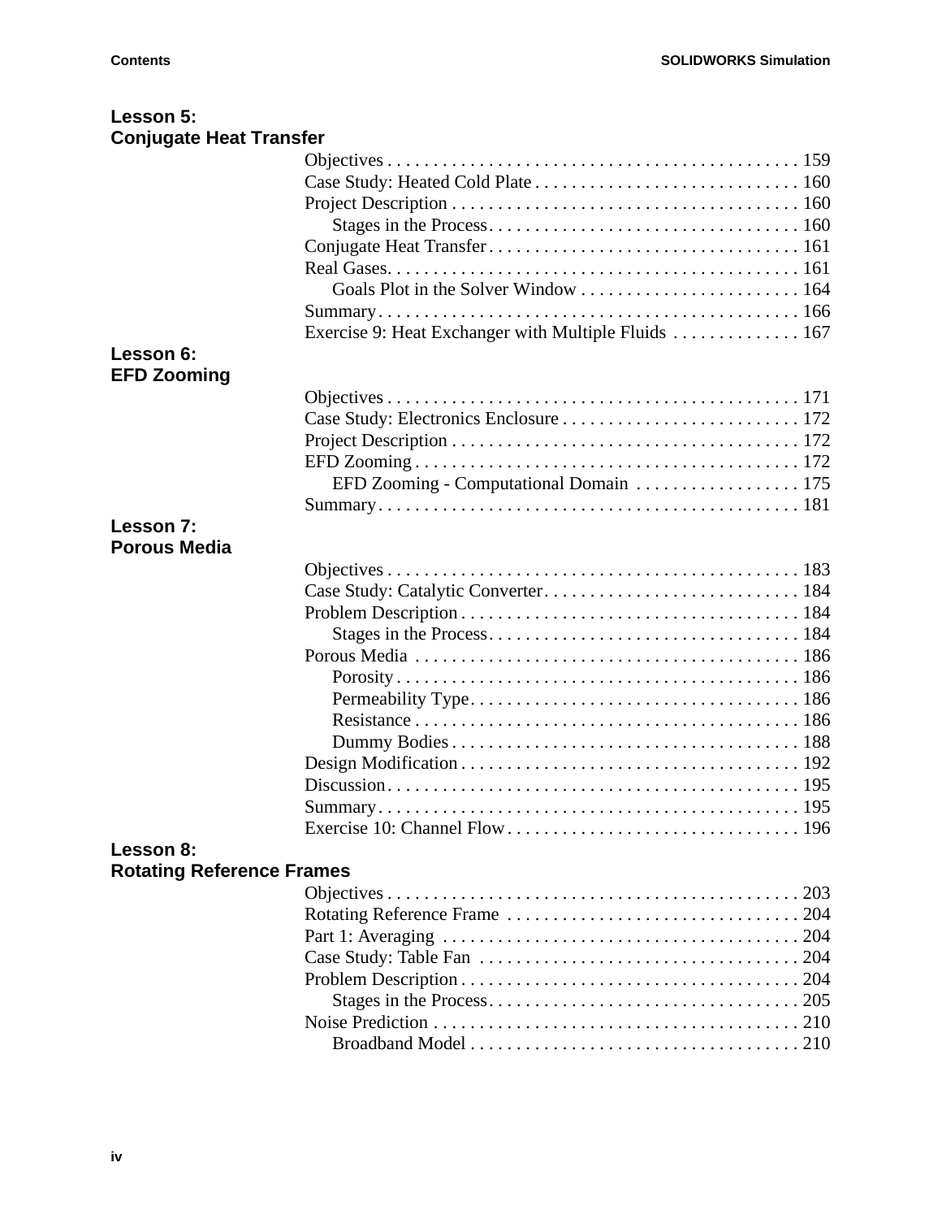**Lesson 5:**
**Conjugate Heat Transfer**

- Objectives . . . . . . . . . . . . . . . . . . . . . . . . . . . . . . . . . . . . . . . . . . . . 159
- Case Study: Heated Cold Plate . . . . . . . . . . . . . . . . . . . . . . . . . . . . . 160
- Project Description . . . . . . . . . . . . . . . . . . . . . . . . . . . . . . . . . . . . . . 160
  - Stages in the Process. . . . . . . . . . . . . . . . . . . . . . . . . . . . . . . . . . . 160
- Conjugate Heat Transfer . . . . . . . . . . . . . . . . . . . . . . . . . . . . . . . . . . 161
- Real Gases. . . . . . . . . . . . . . . . . . . . . . . . . . . . . . . . . . . . . . . . . . . . . 161
  - Goals Plot in the Solver Window . . . . . . . . . . . . . . . . . . . . . . . . 164
- Summary. . . . . . . . . . . . . . . . . . . . . . . . . . . . . . . . . . . . . . . . . . . . . . 166
- Exercise 9: Heat Exchanger with Multiple Fluids . . . . . . . . . . . . . . 167

**Lesson 6:**
**EFD Zooming**

- Objectives . . . . . . . . . . . . . . . . . . . . . . . . . . . . . . . . . . . . . . . . . . . . 171
- Case Study: Electronics Enclosure . . . . . . . . . . . . . . . . . . . . . . . . . . 172
- Project Description . . . . . . . . . . . . . . . . . . . . . . . . . . . . . . . . . . . . . . 172
- EFD Zooming . . . . . . . . . . . . . . . . . . . . . . . . . . . . . . . . . . . . . . . . . . 172
  - EFD Zooming - Computational Domain . . . . . . . . . . . . . . . . . . 175
- Summary. . . . . . . . . . . . . . . . . . . . . . . . . . . . . . . . . . . . . . . . . . . . . . 181

**Lesson 7:**
**Porous Media**

- Objectives . . . . . . . . . . . . . . . . . . . . . . . . . . . . . . . . . . . . . . . . . . . . 183
- Case Study: Catalytic Converter. . . . . . . . . . . . . . . . . . . . . . . . . . . . 184
- Problem Description . . . . . . . . . . . . . . . . . . . . . . . . . . . . . . . . . . . . . 184
  - Stages in the Process. . . . . . . . . . . . . . . . . . . . . . . . . . . . . . . . . . 184
- Porous Media . . . . . . . . . . . . . . . . . . . . . . . . . . . . . . . . . . . . . . . . . . 186
  - Porosity . . . . . . . . . . . . . . . . . . . . . . . . . . . . . . . . . . . . . . . . . . . . 186
  - Permeability Type. . . . . . . . . . . . . . . . . . . . . . . . . . . . . . . . . . . . 186
  - Resistance . . . . . . . . . . . . . . . . . . . . . . . . . . . . . . . . . . . . . . . . . . 186
  - Dummy Bodies . . . . . . . . . . . . . . . . . . . . . . . . . . . . . . . . . . . . . . 188
- Design Modification . . . . . . . . . . . . . . . . . . . . . . . . . . . . . . . . . . . . . 192
- Discussion. . . . . . . . . . . . . . . . . . . . . . . . . . . . . . . . . . . . . . . . . . . . . 195
- Summary. . . . . . . . . . . . . . . . . . . . . . . . . . . . . . . . . . . . . . . . . . . . . . 195
- Exercise 10: Channel Flow. . . . . . . . . . . . . . . . . . . . . . . . . . . . . . . . 196

**Lesson 8:**
**Rotating Reference Frames**

- Objectives . . . . . . . . . . . . . . . . . . . . . . . . . . . . . . . . . . . . . . . . . . . . 203
- Rotating Reference Frame . . . . . . . . . . . . . . . . . . . . . . . . . . . . . . . . 204
- Part 1: Averaging . . . . . . . . . . . . . . . . . . . . . . . . . . . . . . . . . . . . . . . 204
- Case Study: Table Fan . . . . . . . . . . . . . . . . . . . . . . . . . . . . . . . . . . . 204
- Problem Description . . . . . . . . . . . . . . . . . . . . . . . . . . . . . . . . . . . . . 204
  - Stages in the Process. . . . . . . . . . . . . . . . . . . . . . . . . . . . . . . . . . 205
- Noise Prediction . . . . . . . . . . . . . . . . . . . . . . . . . . . . . . . . . . . . . . . . 210
  - Broadband Model . . . . . . . . . . . . . . . . . . . . . . . . . . . . . . . . . . . . 210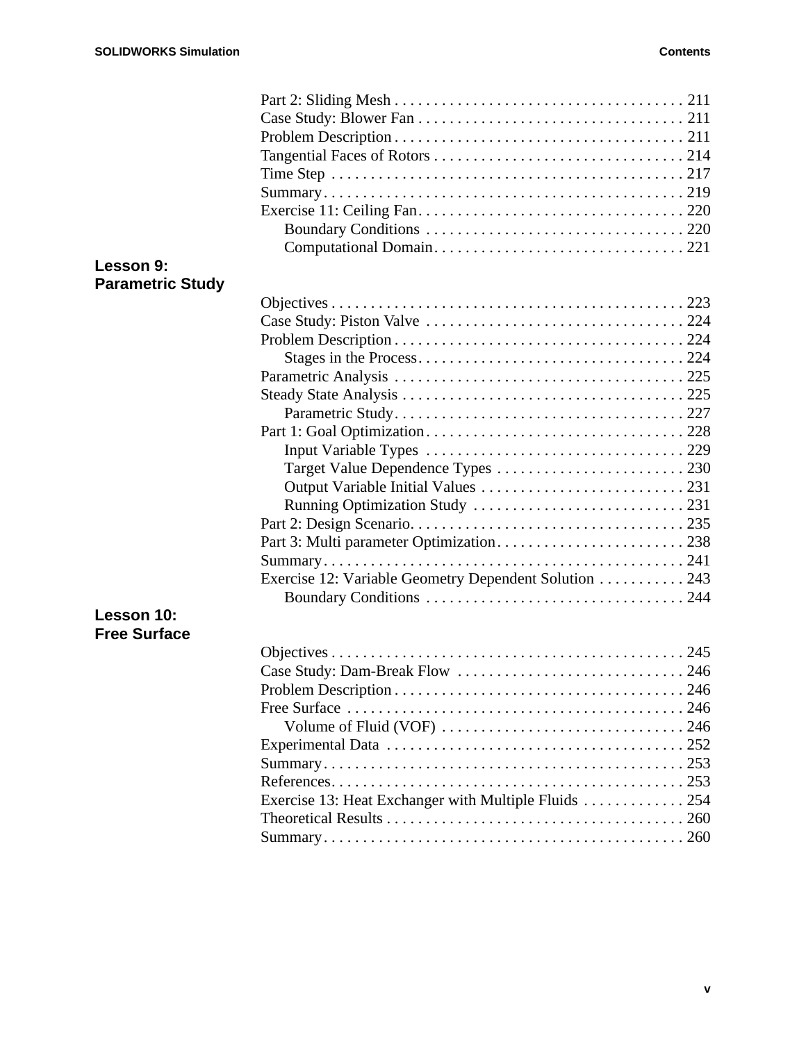Part 2: Sliding Mesh . . . . . . . . . . . . . . . . . . . . . . . . . . . . . . . . . . . . . 211
Case Study: Blower Fan . . . . . . . . . . . . . . . . . . . . . . . . . . . . . . . . . . 211
Problem Description . . . . . . . . . . . . . . . . . . . . . . . . . . . . . . . . . . . . . 211
Tangential Faces of Rotors . . . . . . . . . . . . . . . . . . . . . . . . . . . . . . . . 214
Time Step . . . . . . . . . . . . . . . . . . . . . . . . . . . . . . . . . . . . . . . . . . . . . 217
Summary . . . . . . . . . . . . . . . . . . . . . . . . . . . . . . . . . . . . . . . . . . . . . . 219
Exercise 11: Ceiling Fan . . . . . . . . . . . . . . . . . . . . . . . . . . . . . . . . . . 220
    Boundary Conditions . . . . . . . . . . . . . . . . . . . . . . . . . . . . . . . . . 220
    Computational Domain . . . . . . . . . . . . . . . . . . . . . . . . . . . . . . . . 221

**Lesson 9: Parametric Study**

Objectives . . . . . . . . . . . . . . . . . . . . . . . . . . . . . . . . . . . . . . . . . . . . . 223
Case Study: Piston Valve . . . . . . . . . . . . . . . . . . . . . . . . . . . . . . . . . 224
Problem Description . . . . . . . . . . . . . . . . . . . . . . . . . . . . . . . . . . . . . 224
    Stages in the Process . . . . . . . . . . . . . . . . . . . . . . . . . . . . . . . . . . 224
Parametric Analysis . . . . . . . . . . . . . . . . . . . . . . . . . . . . . . . . . . . . . 225
Steady State Analysis . . . . . . . . . . . . . . . . . . . . . . . . . . . . . . . . . . . . 225
    Parametric Study . . . . . . . . . . . . . . . . . . . . . . . . . . . . . . . . . . . . . 227
Part 1: Goal Optimization . . . . . . . . . . . . . . . . . . . . . . . . . . . . . . . . . 228
    Input Variable Types . . . . . . . . . . . . . . . . . . . . . . . . . . . . . . . . . 229
    Target Value Dependence Types . . . . . . . . . . . . . . . . . . . . . . . . 230
    Output Variable Initial Values . . . . . . . . . . . . . . . . . . . . . . . . . . 231
    Running Optimization Study . . . . . . . . . . . . . . . . . . . . . . . . . . . 231
Part 2: Design Scenario. . . . . . . . . . . . . . . . . . . . . . . . . . . . . . . . . . . 235
Part 3: Multi parameter Optimization . . . . . . . . . . . . . . . . . . . . . . . . 238
Summary . . . . . . . . . . . . . . . . . . . . . . . . . . . . . . . . . . . . . . . . . . . . . . 241
Exercise 12: Variable Geometry Dependent Solution . . . . . . . . . . . 243
    Boundary Conditions . . . . . . . . . . . . . . . . . . . . . . . . . . . . . . . . . 244

**Lesson 10: Free Surface**

Objectives . . . . . . . . . . . . . . . . . . . . . . . . . . . . . . . . . . . . . . . . . . . . . 245
Case Study: Dam-Break Flow . . . . . . . . . . . . . . . . . . . . . . . . . . . . . 246
Problem Description . . . . . . . . . . . . . . . . . . . . . . . . . . . . . . . . . . . . . 246
Free Surface . . . . . . . . . . . . . . . . . . . . . . . . . . . . . . . . . . . . . . . . . . . 246
    Volume of Fluid (VOF) . . . . . . . . . . . . . . . . . . . . . . . . . . . . . . . 246
Experimental Data . . . . . . . . . . . . . . . . . . . . . . . . . . . . . . . . . . . . . . 252
Summary . . . . . . . . . . . . . . . . . . . . . . . . . . . . . . . . . . . . . . . . . . . . . . 253
References. . . . . . . . . . . . . . . . . . . . . . . . . . . . . . . . . . . . . . . . . . . . . 253
Exercise 13: Heat Exchanger with Multiple Fluids . . . . . . . . . . . . . 254
Theoretical Results . . . . . . . . . . . . . . . . . . . . . . . . . . . . . . . . . . . . . . 260
Summary . . . . . . . . . . . . . . . . . . . . . . . . . . . . . . . . . . . . . . . . . . . . . . 260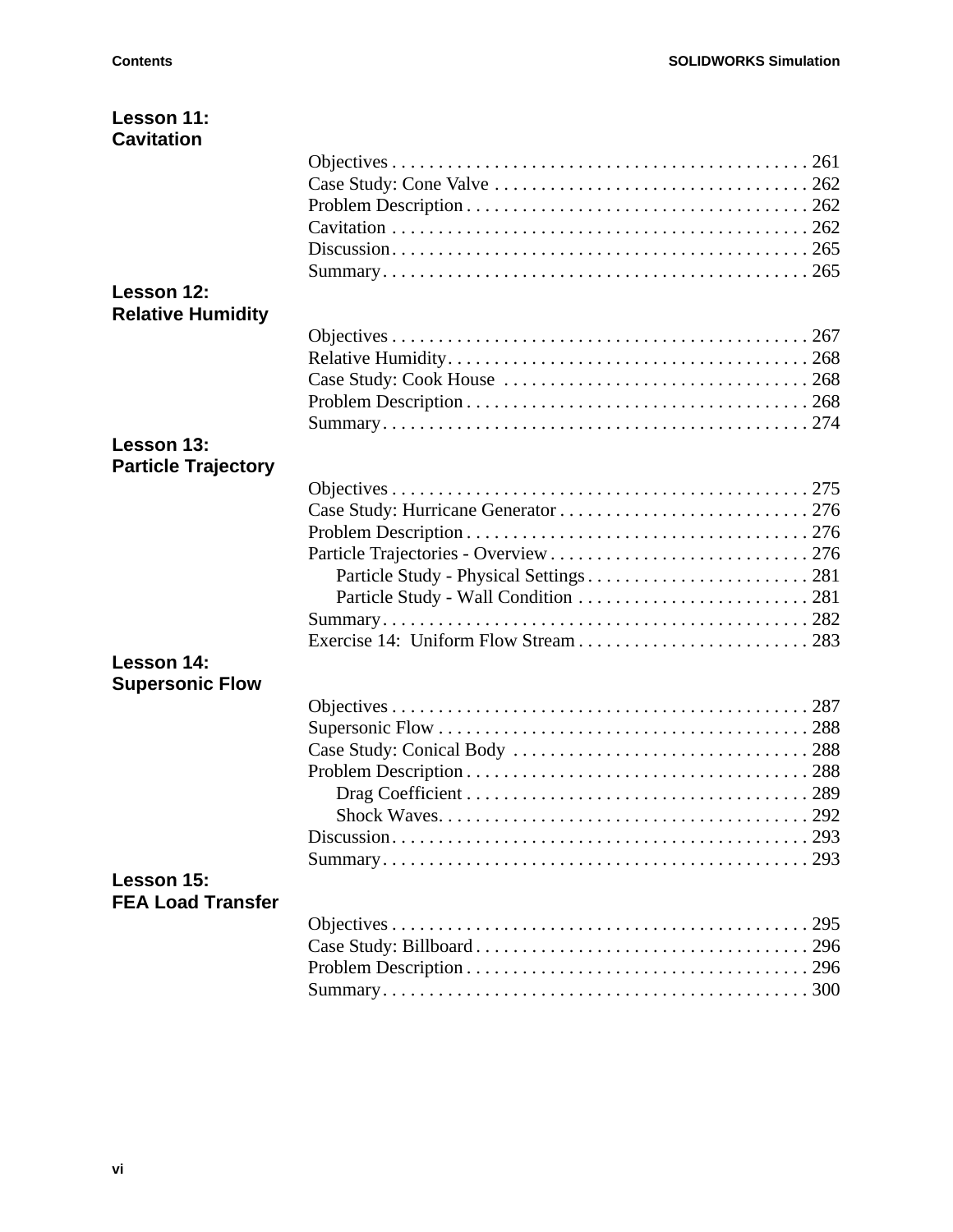**Lesson 11: Cavitation**

Objectives . . . . . . . . . . . . . . . . . . . . . . . . . . . . . . . . . . . . . . . . . . . . . 261
Case Study: Cone Valve . . . . . . . . . . . . . . . . . . . . . . . . . . . . . . . . . . 262
Problem Description . . . . . . . . . . . . . . . . . . . . . . . . . . . . . . . . . . . . . 262
Cavitation . . . . . . . . . . . . . . . . . . . . . . . . . . . . . . . . . . . . . . . . . . . . . 262
Discussion. . . . . . . . . . . . . . . . . . . . . . . . . . . . . . . . . . . . . . . . . . . . . 265
Summary. . . . . . . . . . . . . . . . . . . . . . . . . . . . . . . . . . . . . . . . . . . . . . 265

**Lesson 12: Relative Humidity**

Objectives . . . . . . . . . . . . . . . . . . . . . . . . . . . . . . . . . . . . . . . . . . . . . 267
Relative Humidity. . . . . . . . . . . . . . . . . . . . . . . . . . . . . . . . . . . . . . . 268
Case Study: Cook House . . . . . . . . . . . . . . . . . . . . . . . . . . . . . . . . . 268
Problem Description . . . . . . . . . . . . . . . . . . . . . . . . . . . . . . . . . . . . . 268
Summary. . . . . . . . . . . . . . . . . . . . . . . . . . . . . . . . . . . . . . . . . . . . . . 274

**Lesson 13: Particle Trajectory**

Objectives . . . . . . . . . . . . . . . . . . . . . . . . . . . . . . . . . . . . . . . . . . . . . 275
Case Study: Hurricane Generator . . . . . . . . . . . . . . . . . . . . . . . . . . . 276
Problem Description . . . . . . . . . . . . . . . . . . . . . . . . . . . . . . . . . . . . . 276
Particle Trajectories - Overview . . . . . . . . . . . . . . . . . . . . . . . . . . . . 276
- Particle Study - Physical Settings . . . . . . . . . . . . . . . . . . . . . . . . 281
- Particle Study - Wall Condition . . . . . . . . . . . . . . . . . . . . . . . . . 281

Summary. . . . . . . . . . . . . . . . . . . . . . . . . . . . . . . . . . . . . . . . . . . . . . 282
Exercise 14: Uniform Flow Stream . . . . . . . . . . . . . . . . . . . . . . . . . 283

**Lesson 14: Supersonic Flow**

Objectives . . . . . . . . . . . . . . . . . . . . . . . . . . . . . . . . . . . . . . . . . . . . . 287
Supersonic Flow . . . . . . . . . . . . . . . . . . . . . . . . . . . . . . . . . . . . . . . . 288
Case Study: Conical Body . . . . . . . . . . . . . . . . . . . . . . . . . . . . . . . . 288
Problem Description . . . . . . . . . . . . . . . . . . . . . . . . . . . . . . . . . . . . . 288
- Drag Coefficient . . . . . . . . . . . . . . . . . . . . . . . . . . . . . . . . . . . . . 289
- Shock Waves. . . . . . . . . . . . . . . . . . . . . . . . . . . . . . . . . . . . . . . . 292

Discussion. . . . . . . . . . . . . . . . . . . . . . . . . . . . . . . . . . . . . . . . . . . . . 293
Summary. . . . . . . . . . . . . . . . . . . . . . . . . . . . . . . . . . . . . . . . . . . . . . 293

**Lesson 15: FEA Load Transfer**

Objectives . . . . . . . . . . . . . . . . . . . . . . . . . . . . . . . . . . . . . . . . . . . . . 295
Case Study: Billboard . . . . . . . . . . . . . . . . . . . . . . . . . . . . . . . . . . . . 296
Problem Description . . . . . . . . . . . . . . . . . . . . . . . . . . . . . . . . . . . . . 296
Summary. . . . . . . . . . . . . . . . . . . . . . . . . . . . . . . . . . . . . . . . . . . . . . 300